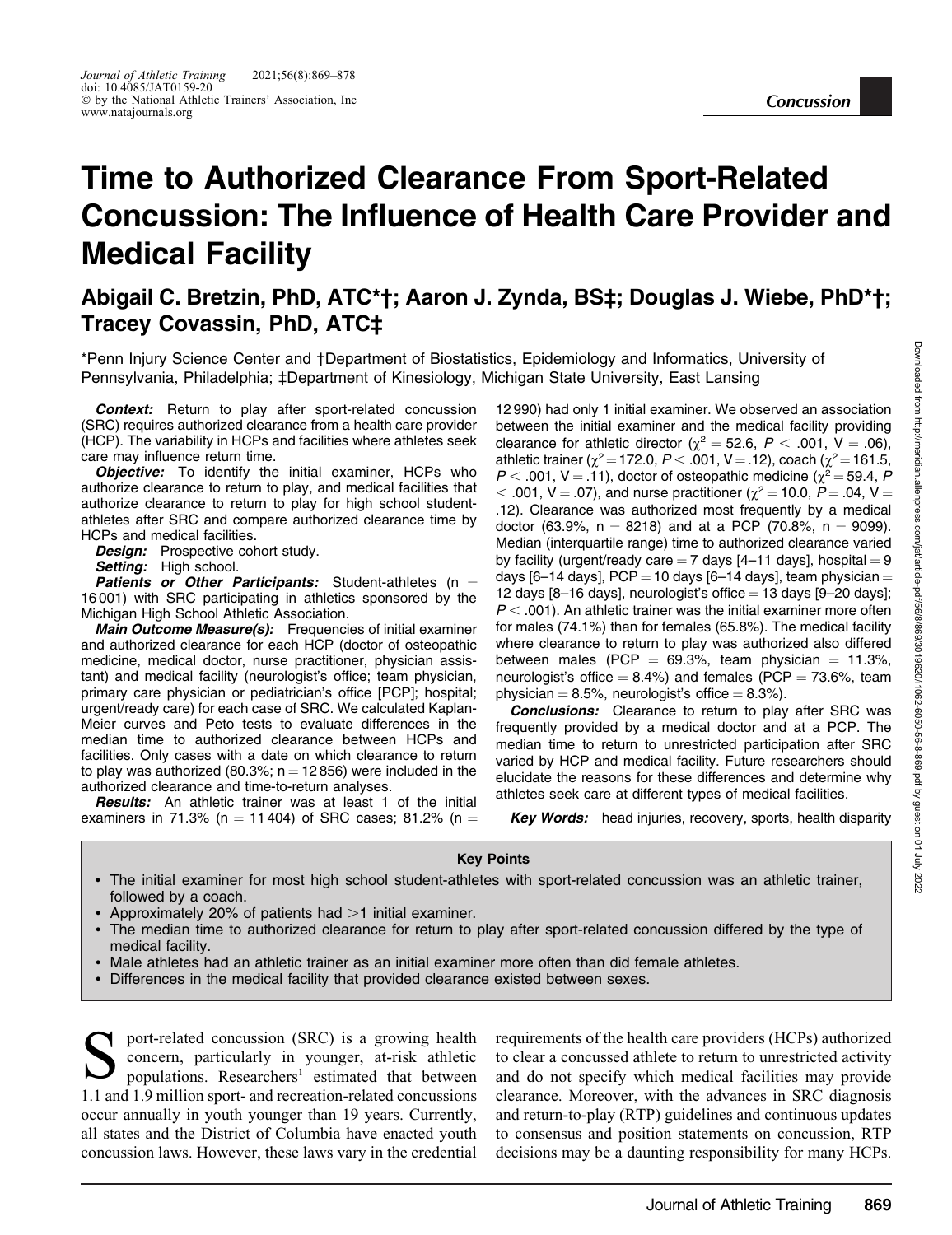# Time to Authorized Clearance From Sport-Related Concussion: The Influence of Health Care Provider and Medical Facility

## Abigail C. Bretzin, PhD, ATC*†; Aaron J. Zynda, BS‡; Douglas J. Wiebe, PhD*†; Tracey Covassin, PhD, ATC‡

*Penn Injury Science Center and †Department of Biostatistics, Epidemiology and Informatics, University of Pennsylvania, Philadelphia; ‡Department of Kinesiology, Michigan State University, East Lansing

***Context:*** Return to play after sport-related concussion (SRC) requires authorized clearance from a health care provider (HCP). The variability in HCPs and facilities where athletes seek care may influence return time.

***Objective:*** To identify the initial examiner, HCPs who authorize clearance to return to play, and medical facilities that authorize clearance to return to play for high school student-athletes after SRC and compare authorized clearance time by HCPs and medical facilities.

***Design:*** Prospective cohort study.

***Setting:*** High school.

***Patients or Other Participants:*** Student-athletes (n = 16 001) with SRC participating in athletics sponsored by the Michigan High School Athletic Association.

***Main Outcome Measure(s):*** Frequencies of initial examiner and authorized clearance for each HCP (doctor of osteopathic medicine, medical doctor, nurse practitioner, physician assistant) and medical facility (neurologist's office; team physician, primary care physician or pediatrician's office [PCP]; hospital; urgent/ready care) for each case of SRC. We calculated Kaplan-Meier curves and Peto tests to evaluate differences in the median time to authorized clearance between HCPs and facilities. Only cases with a date on which clearance to return to play was authorized (80.3%; n = 12 856) were included in the authorized clearance and time-to-return analyses.

***Results:*** An athletic trainer was at least 1 of the initial examiners in 71.3% (n = 11 404) of SRC cases; 81.2% (n = 12 990) had only 1 initial examiner. We observed an association between the initial examiner and the medical facility providing clearance for athletic director ($\chi^2 = 52.6$, $P < .001$, V = .06), athletic trainer ($\chi^2 = 172.0$, $P < .001$, V = .12), coach ($\chi^2 = 161.5$, $P < .001$, V = .11), doctor of osteopathic medicine ($\chi^2 = 59.4$, $P < .001$, V = .07), and nurse practitioner ($\chi^2 = 10.0$, $P = .04$, V = .12). Clearance was authorized most frequently by a medical doctor (63.9%, n = 8218) and at a PCP (70.8%, n = 9099). Median (interquartile range) time to authorized clearance varied by facility (urgent/ready care = 7 days [4–11 days], hospital = 9 days [6–14 days], PCP = 10 days [6–14 days], team physician = 12 days [8–16 days], neurologist's office = 13 days [9–20 days]; $P < .001$). An athletic trainer was the initial examiner more often for males (74.1%) than for females (65.8%). The medical facility where clearance to return to play was authorized also differed between males (PCP = 69.3%, team physician = 11.3%, neurologist's office = 8.4%) and females (PCP = 73.6%, team physician = 8.5%, neurologist's office = 8.3%).

***Conclusions:*** Clearance to return to play after SRC was frequently provided by a medical doctor and at a PCP. The median time to return to unrestricted participation after SRC varied by HCP and medical facility. Future researchers should elucidate the reasons for these differences and determine why athletes seek care at different types of medical facilities.

***Key Words:*** head injuries, recovery, sports, health disparity

**Key Points**

- The initial examiner for most high school student-athletes with sport-related concussion was an athletic trainer, followed by a coach.
- Approximately 20% of patients had >1 initial examiner.
- The median time to authorized clearance for return to play after sport-related concussion differed by the type of medical facility.
- Male athletes had an athletic trainer as an initial examiner more often than did female athletes.
- Differences in the medical facility that provided clearance existed between sexes.

Sport-related concussion (SRC) is a growing health concern, particularly in younger, at-risk athletic populations. Researchers[1] estimated that between 1.1 and 1.9 million sport- and recreation-related concussions occur annually in youth younger than 19 years. Currently, all states and the District of Columbia have enacted youth concussion laws. However, these laws vary in the credential requirements of the health care providers (HCPs) authorized to clear a concussed athlete to return to unrestricted activity and do not specify which medical facilities may provide clearance. Moreover, with the advances in SRC diagnosis and return-to-play (RTP) guidelines and continuous updates to consensus and position statements on concussion, RTP decisions may be a daunting responsibility for many HCPs.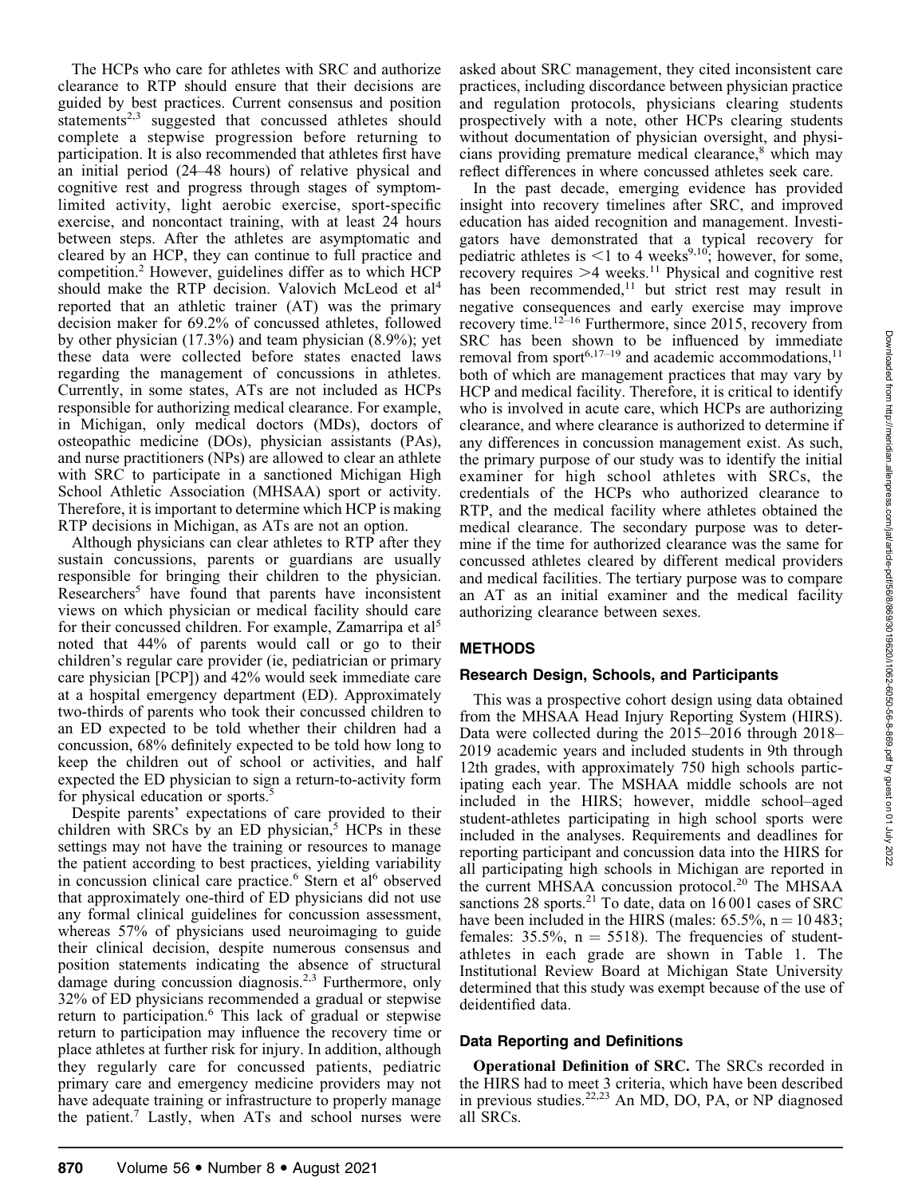The HCPs who care for athletes with SRC and authorize clearance to RTP should ensure that their decisions are guided by best practices. Current consensus and position statements[2,3] suggested that concussed athletes should complete a stepwise progression before returning to participation. It is also recommended that athletes first have an initial period (24–48 hours) of relative physical and cognitive rest and progress through stages of symptom-limited activity, light aerobic exercise, sport-specific exercise, and noncontact training, with at least 24 hours between steps. After the athletes are asymptomatic and cleared by an HCP, they can continue to full practice and competition.[2] However, guidelines differ as to which HCP should make the RTP decision. Valovich McLeod et al[4] reported that an athletic trainer (AT) was the primary decision maker for 69.2% of concussed athletes, followed by other physician (17.3%) and team physician (8.9%); yet these data were collected before states enacted laws regarding the management of concussions in athletes. Currently, in some states, ATs are not included as HCPs responsible for authorizing medical clearance. For example, in Michigan, only medical doctors (MDs), doctors of osteopathic medicine (DOs), physician assistants (PAs), and nurse practitioners (NPs) are allowed to clear an athlete with SRC to participate in a sanctioned Michigan High School Athletic Association (MHSAA) sport or activity. Therefore, it is important to determine which HCP is making RTP decisions in Michigan, as ATs are not an option.

Although physicians can clear athletes to RTP after they sustain concussions, parents or guardians are usually responsible for bringing their children to the physician. Researchers[5] have found that parents have inconsistent views on which physician or medical facility should care for their concussed children. For example, Zamarripa et al[5] noted that 44% of parents would call or go to their children's regular care provider (ie, pediatrician or primary care physician [PCP]) and 42% would seek immediate care at a hospital emergency department (ED). Approximately two-thirds of parents who took their concussed children to an ED expected to be told whether their children had a concussion, 68% definitely expected to be told how long to keep the children out of school or activities, and half expected the ED physician to sign a return-to-activity form for physical education or sports.[5]

Despite parents' expectations of care provided to their children with SRCs by an ED physician,[5] HCPs in these settings may not have the training or resources to manage the patient according to best practices, yielding variability in concussion clinical care practice.[6] Stern et al[6] observed that approximately one-third of ED physicians did not use any formal clinical guidelines for concussion assessment, whereas 57% of physicians used neuroimaging to guide their clinical decision, despite numerous consensus and position statements indicating the absence of structural damage during concussion diagnosis.[2,3] Furthermore, only 32% of ED physicians recommended a gradual or stepwise return to participation.[6] This lack of gradual or stepwise return to participation may influence the recovery time or place athletes at further risk for injury. In addition, although they regularly care for concussed patients, pediatric primary care and emergency medicine providers may not have adequate training or infrastructure to properly manage the patient.[7] Lastly, when ATs and school nurses were asked about SRC management, they cited inconsistent care practices, including discordance between physician practice and regulation protocols, physicians clearing students prospectively with a note, other HCPs clearing students without documentation of physician oversight, and physicians providing premature medical clearance,[8] which may reflect differences in where concussed athletes seek care.

In the past decade, emerging evidence has provided insight into recovery timelines after SRC, and improved education has aided recognition and management. Investigators have demonstrated that a typical recovery for pediatric athletes is <1 to 4 weeks[9,10]; however, for some, recovery requires >4 weeks.[11] Physical and cognitive rest has been recommended,[11] but strict rest may result in negative consequences and early exercise may improve recovery time.[12–16] Furthermore, since 2015, recovery from SRC has been shown to be influenced by immediate removal from sport[6,17–19] and academic accommodations,[11] both of which are management practices that may vary by HCP and medical facility. Therefore, it is critical to identify who is involved in acute care, which HCPs are authorizing clearance, and where clearance is authorized to determine if any differences in concussion management exist. As such, the primary purpose of our study was to identify the initial examiner for high school athletes with SRCs, the credentials of the HCPs who authorized clearance to RTP, and the medical facility where athletes obtained the medical clearance. The secondary purpose was to determine if the time for authorized clearance was the same for concussed athletes cleared by different medical providers and medical facilities. The tertiary purpose was to compare an AT as an initial examiner and the medical facility authorizing clearance between sexes.

## METHODS

### Research Design, Schools, and Participants

This was a prospective cohort design using data obtained from the MHSAA Head Injury Reporting System (HIRS). Data were collected during the 2015–2016 through 2018–2019 academic years and included students in 9th through 12th grades, with approximately 750 high schools participating each year. The MSHAA middle schools are not included in the HIRS; however, middle school–aged student-athletes participating in high school sports were included in the analyses. Requirements and deadlines for reporting participant and concussion data into the HIRS for all participating high schools in Michigan are reported in the current MHSAA concussion protocol.[20] The MHSAA sanctions 28 sports.[21] To date, data on 16 001 cases of SRC have been included in the HIRS (males: 65.5%, n = 10 483; females: 35.5%, n = 5518). The frequencies of student-athletes in each grade are shown in Table 1. The Institutional Review Board at Michigan State University determined that this study was exempt because of the use of deidentified data.

### Data Reporting and Definitions

**Operational Definition of SRC.** The SRCs recorded in the HIRS had to meet 3 criteria, which have been described in previous studies.[22,23] An MD, DO, PA, or NP diagnosed all SRCs.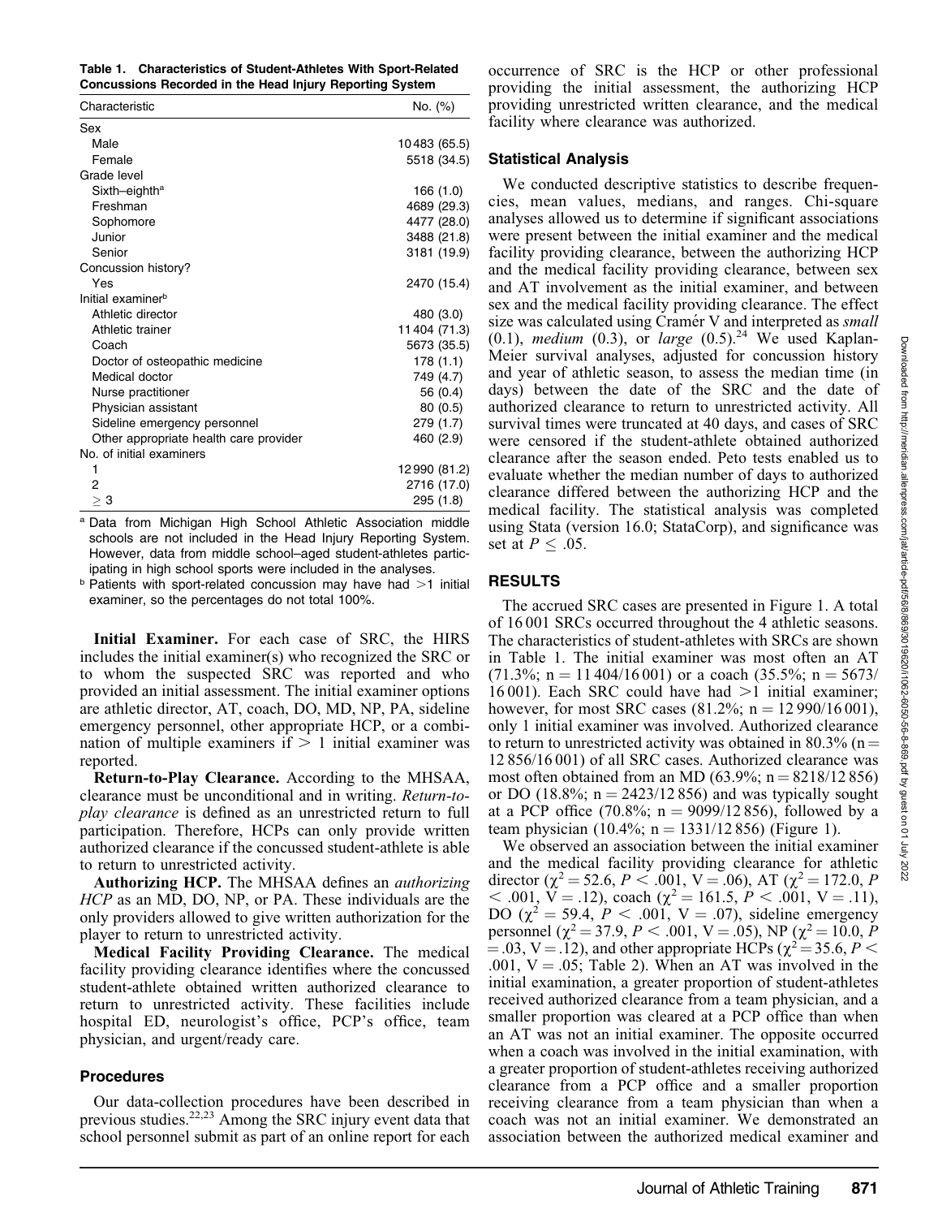**Table 1. Characteristics of Student-Athletes With Sport-Related Concussions Recorded in the Head Injury Reporting System**

| Characteristic | No. (%) |
|---|---|
| Sex | |
| Male | 10 483 (65.5) |
| Female | 5518 (34.5) |
| Grade level | |
| Sixth–eighth[a] | 166 (1.0) |
| Freshman | 4689 (29.3) |
| Sophomore | 4477 (28.0) |
| Junior | 3488 (21.8) |
| Senior | 3181 (19.9) |
| Concussion history? | |
| Yes | 2470 (15.4) |
| Initial examiner[b] | |
| Athletic director | 480 (3.0) |
| Athletic trainer | 11 404 (71.3) |
| Coach | 5673 (35.5) |
| Doctor of osteopathic medicine | 178 (1.1) |
| Medical doctor | 749 (4.7) |
| Nurse practitioner | 56 (0.4) |
| Physician assistant | 80 (0.5) |
| Sideline emergency personnel | 279 (1.7) |
| Other appropriate health care provider | 460 (2.9) |
| No. of initial examiners | |
| 1 | 12 990 (81.2) |
| 2 | 2716 (17.0) |
| ≥ 3 | 295 (1.8) |

[a] Data from Michigan High School Athletic Association middle schools are not included in the Head Injury Reporting System. However, data from middle school–aged student-athletes participating in high school sports were included in the analyses.

[b] Patients with sport-related concussion may have had >1 initial examiner, so the percentages do not total 100%.

**Initial Examiner.** For each case of SRC, the HIRS includes the initial examiner(s) who recognized the SRC or to whom the suspected SRC was reported and who provided an initial assessment. The initial examiner options are athletic director, AT, coach, DO, MD, NP, PA, sideline emergency personnel, other appropriate HCP, or a combination of multiple examiners if > 1 initial examiner was reported.

**Return-to-Play Clearance.** According to the MHSAA, clearance must be unconditional and in writing. *Return-to-play clearance* is defined as an unrestricted return to full participation. Therefore, HCPs can only provide written authorized clearance if the concussed student-athlete is able to return to unrestricted activity.

**Authorizing HCP.** The MHSAA defines an *authorizing HCP* as an MD, DO, NP, or PA. These individuals are the only providers allowed to give written authorization for the player to return to unrestricted activity.

**Medical Facility Providing Clearance.** The medical facility providing clearance identifies where the concussed student-athlete obtained written authorized clearance to return to unrestricted activity. These facilities include hospital ED, neurologist's office, PCP's office, team physician, and urgent/ready care.

### Procedures

Our data-collection procedures have been described in previous studies.[22,23] Among the SRC injury event data that school personnel submit as part of an online report for each occurrence of SRC is the HCP or other professional providing the initial assessment, the authorizing HCP providing unrestricted written clearance, and the medical facility where clearance was authorized.

### Statistical Analysis

We conducted descriptive statistics to describe frequencies, mean values, medians, and ranges. Chi-square analyses allowed us to determine if significant associations were present between the initial examiner and the medical facility providing clearance, between the authorizing HCP and the medical facility providing clearance, between sex and AT involvement as the initial examiner, and between sex and the medical facility providing clearance. The effect size was calculated using Cramér V and interpreted as *small* (0.1), *medium* (0.3), or *large* (0.5).[24] We used Kaplan-Meier survival analyses, adjusted for concussion history and year of athletic season, to assess the median time (in days) between the date of the SRC and the date of authorized clearance to return to unrestricted activity. All survival times were truncated at 40 days, and cases of SRC were censored if the student-athlete obtained authorized clearance after the season ended. Peto tests enabled us to evaluate whether the median number of days to authorized clearance differed between the authorizing HCP and the medical facility. The statistical analysis was completed using Stata (version 16.0; StataCorp), and significance was set at $P \leq .05$.

## RESULTS

The accrued SRC cases are presented in Figure 1. A total of 16 001 SRCs occurred throughout the 4 athletic seasons. The characteristics of student-athletes with SRCs are shown in Table 1. The initial examiner was most often an AT (71.3%; n = 11 404/16 001) or a coach (35.5%; n = 5673/16 001). Each SRC could have had >1 initial examiner; however, for most SRC cases (81.2%; n = 12 990/16 001), only 1 initial examiner was involved. Authorized clearance to return to unrestricted activity was obtained in 80.3% (n = 12 856/16 001) of all SRC cases. Authorized clearance was most often obtained from an MD (63.9%; n = 8218/12 856) or DO (18.8%; n = 2423/12 856) and was typically sought at a PCP office (70.8%; n = 9099/12 856), followed by a team physician (10.4%; n = 1331/12 856) (Figure 1).

We observed an association between the initial examiner and the medical facility providing clearance for athletic director ($\chi^2 = 52.6$, $P < .001$, V = .06), AT ($\chi^2 = 172.0$, $P < .001$, V = .12), coach ($\chi^2 = 161.5$, $P < .001$, V = .11), DO ($\chi^2 = 59.4$, $P < .001$, V = .07), sideline emergency personnel ($\chi^2 = 37.9$, $P < .001$, V = .05), NP ($\chi^2 = 10.0$, $P = .03$, V = .12), and other appropriate HCPs ($\chi^2 = 35.6$, $P < .001$, V = .05; Table 2). When an AT was involved in the initial examination, a greater proportion of student-athletes received authorized clearance from a team physician, and a smaller proportion was cleared at a PCP office than when an AT was not an initial examiner. The opposite occurred when a coach was involved in the initial examination, with a greater proportion of student-athletes receiving authorized clearance from a PCP office and a smaller proportion receiving clearance from a team physician than when a coach was not an initial examiner. We demonstrated an association between the authorized medical examiner and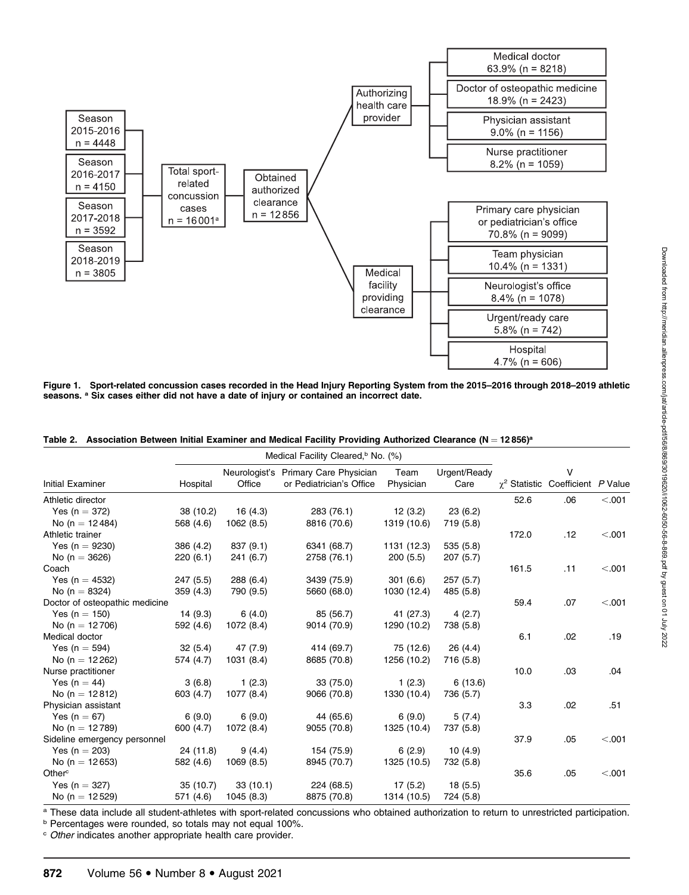Season 2015-2016 n = 4448

Season 2016-2017 n = 4150

Season 2017-2018 n = 3592

Season 2018-2019 n = 3805

Total sport-related concussion cases n = 16 001[a]

Obtained authorized clearance n = 12 856

Authorizing health care provider

- Medical doctor 63.9% (n = 8218)
- Doctor of osteopathic medicine 18.9% (n = 2423)
- Physician assistant 9.0% (n = 1156)
- Nurse practitioner 8.2% (n = 1059)

Medical facility providing clearance

- Primary care physician or pediatrician's office 70.8% (n = 9099)
- Team physician 10.4% (n = 1331)
- Neurologist's office 8.4% (n = 1078)
- Urgent/ready care 5.8% (n = 742)
- Hospital 4.7% (n = 606)

**Figure 1. Sport-related concussion cases recorded in the Head Injury Reporting System from the 2015–2016 through 2018–2019 athletic seasons. [a] Six cases either did not have a date of injury or contained an incorrect date.**

**Table 2. Association Between Initial Examiner and Medical Facility Providing Authorized Clearance (N = 12 856)[a]**

| | Medical Facility Cleared,[b] No. (%) | | | | | | | |
|---|---|---|---|---|---|---|---|---|
| Initial Examiner | Hospital | Neurologist's Office | Primary Care Physician or Pediatrician's Office | Team Physician | Urgent/Ready Care | $\chi^2$ Statistic | V Coefficient | P Value |
| Athletic director | | | | | | 52.6 | .06 | <.001 |
| Yes (n = 372) | 38 (10.2) | 16 (4.3) | 283 (76.1) | 12 (3.2) | 23 (6.2) | | | |
| No (n = 12 484) | 568 (4.6) | 1062 (8.5) | 8816 (70.6) | 1319 (10.6) | 719 (5.8) | | | |
| Athletic trainer | | | | | | 172.0 | .12 | <.001 |
| Yes (n = 9230) | 386 (4.2) | 837 (9.1) | 6341 (68.7) | 1131 (12.3) | 535 (5.8) | | | |
| No (n = 3626) | 220 (6.1) | 241 (6.7) | 2758 (76.1) | 200 (5.5) | 207 (5.7) | | | |
| Coach | | | | | | 161.5 | .11 | <.001 |
| Yes (n = 4532) | 247 (5.5) | 288 (6.4) | 3439 (75.9) | 301 (6.6) | 257 (5.7) | | | |
| No (n = 8324) | 359 (4.3) | 790 (9.5) | 5660 (68.0) | 1030 (12.4) | 485 (5.8) | | | |
| Doctor of osteopathic medicine | | | | | | 59.4 | .07 | <.001 |
| Yes (n = 150) | 14 (9.3) | 6 (4.0) | 85 (56.7) | 41 (27.3) | 4 (2.7) | | | |
| No (n = 12 706) | 592 (4.6) | 1072 (8.4) | 9014 (70.9) | 1290 (10.2) | 738 (5.8) | | | |
| Medical doctor | | | | | | 6.1 | .02 | .19 |
| Yes (n = 594) | 32 (5.4) | 47 (7.9) | 414 (69.7) | 75 (12.6) | 26 (4.4) | | | |
| No (n = 12 262) | 574 (4.7) | 1031 (8.4) | 8685 (70.8) | 1256 (10.2) | 716 (5.8) | | | |
| Nurse practitioner | | | | | | 10.0 | .03 | .04 |
| Yes (n = 44) | 3 (6.8) | 1 (2.3) | 33 (75.0) | 1 (2.3) | 6 (13.6) | | | |
| No (n = 12 812) | 603 (4.7) | 1077 (8.4) | 9066 (70.8) | 1330 (10.4) | 736 (5.7) | | | |
| Physician assistant | | | | | | 3.3 | .02 | .51 |
| Yes (n = 67) | 6 (9.0) | 6 (9.0) | 44 (65.6) | 6 (9.0) | 5 (7.4) | | | |
| No (n = 12 789) | 600 (4.7) | 1072 (8.4) | 9055 (70.8) | 1325 (10.4) | 737 (5.8) | | | |
| Sideline emergency personnel | | | | | | 37.9 | .05 | <.001 |
| Yes (n = 203) | 24 (11.8) | 9 (4.4) | 154 (75.9) | 6 (2.9) | 10 (4.9) | | | |
| No (n = 12 653) | 582 (4.6) | 1069 (8.5) | 8945 (70.7) | 1325 (10.5) | 732 (5.8) | | | |
| Other[c] | | | | | | 35.6 | .05 | <.001 |
| Yes (n = 327) | 35 (10.7) | 33 (10.1) | 224 (68.5) | 17 (5.2) | 18 (5.5) | | | |
| No (n = 12 529) | 571 (4.6) | 1045 (8.3) | 8875 (70.8) | 1314 (10.5) | 724 (5.8) | | | |

[a] These data include all student-athletes with sport-related concussions who obtained authorization to return to unrestricted participation.

[b] Percentages were rounded, so totals may not equal 100%.

[c] *Other* indicates another appropriate health care provider.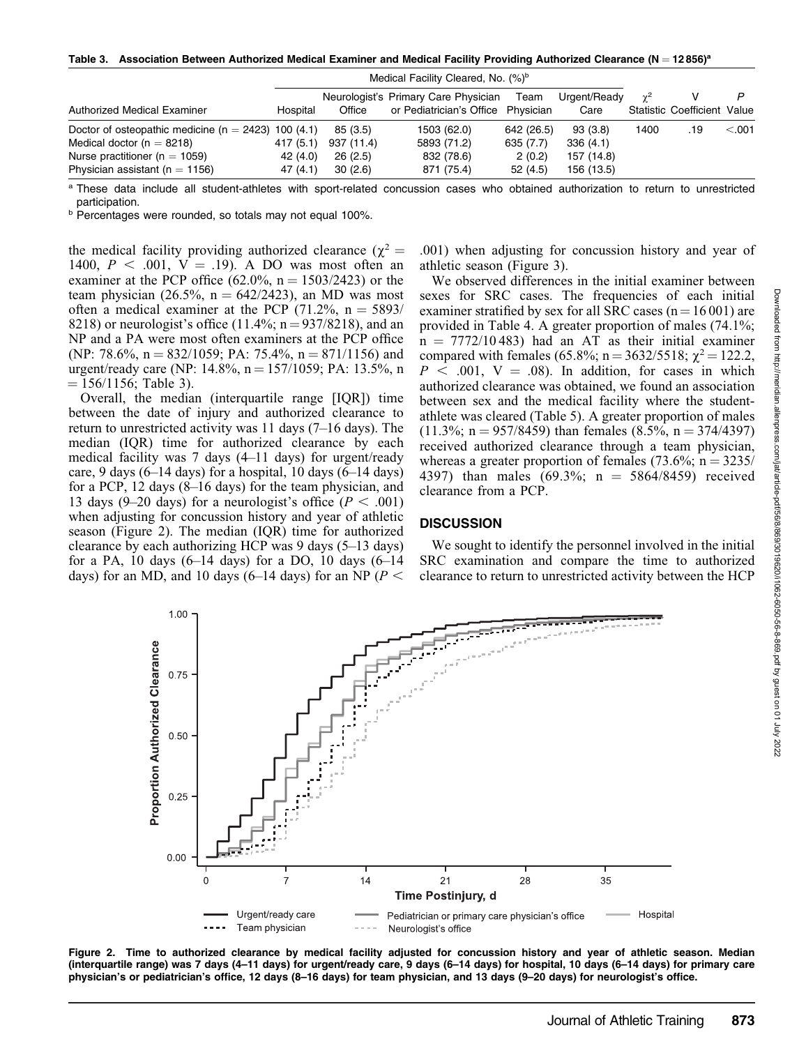**Table 3. Association Between Authorized Medical Examiner and Medical Facility Providing Authorized Clearance (N = 12 856)[a]**

| Authorized Medical Examiner | Medical Facility Cleared, No. (%)[b] | | | | | | | |
|---|---|---|---|---|---|---|---|---|
| | Hospital | Neurologist's Office | Primary Care Physician or Pediatrician's Office | Team Physician | Urgent/Ready Care | $\chi^2$ Statistic | V Coefficient | P Value |
| Doctor of osteopathic medicine (n = 2423) | 100 (4.1) | 85 (3.5) | 1503 (62.0) | 642 (26.5) | 93 (3.8) | 1400 | .19 | <.001 |
| Medical doctor (n = 8218) | 417 (5.1) | 937 (11.4) | 5893 (71.2) | 635 (7.7) | 336 (4.1) | | | |
| Nurse practitioner (n = 1059) | 42 (4.0) | 26 (2.5) | 832 (78.6) | 2 (0.2) | 157 (14.8) | | | |
| Physician assistant (n = 1156) | 47 (4.1) | 30 (2.6) | 871 (75.4) | 52 (4.5) | 156 (13.5) | | | |

[a] These data include all student-athletes with sport-related concussion cases who obtained authorization to return to unrestricted participation.
[b] Percentages were rounded, so totals may not equal 100%.

the medical facility providing authorized clearance ($\chi^2$ = 1400, $P$ < .001, V = .19). A DO was most often an examiner at the PCP office (62.0%, n = 1503/2423) or the team physician (26.5%, n = 642/2423), an MD was most often a medical examiner at the PCP (71.2%, n = 5893/8218) or neurologist's office (11.4%; n = 937/8218), and an NP and a PA were most often examiners at the PCP office (NP: 78.6%, n = 832/1059; PA: 75.4%, n = 871/1156) and urgent/ready care (NP: 14.8%, n = 157/1059; PA: 13.5%, n = 156/1156; Table 3).

Overall, the median (interquartile range [IQR]) time between the date of injury and authorized clearance to return to unrestricted activity was 11 days (7–16 days). The median (IQR) time for authorized clearance by each medical facility was 7 days (4–11 days) for urgent/ready care, 9 days (6–14 days) for a hospital, 10 days (6–14 days) for a PCP, 12 days (8–16 days) for the team physician, and 13 days (9–20 days) for a neurologist's office ($P$ < .001) when adjusting for concussion history and year of athletic season (Figure 2). The median (IQR) time for authorized clearance by each authorizing HCP was 9 days (5–13 days) for a PA, 10 days (6–14 days) for a DO, 10 days (6–14 days) for an MD, and 10 days (6–14 days) for an NP ($P$ < .001) when adjusting for concussion history and year of athletic season (Figure 3).

We observed differences in the initial examiner between sexes for SRC cases. The frequencies of each initial examiner stratified by sex for all SRC cases (n = 16 001) are provided in Table 4. A greater proportion of males (74.1%; n = 7772/10 483) had an AT as their initial examiner compared with females (65.8%; n = 3632/5518; $\chi^2$ = 122.2, $P$ < .001, V = .08). In addition, for cases in which authorized clearance was obtained, we found an association between sex and the medical facility where the student-athlete was cleared (Table 5). A greater proportion of males (11.3%; n = 957/8459) than females (8.5%, n = 374/4397) received authorized clearance through a team physician, whereas a greater proportion of females (73.6%; n = 3235/4397) than males (69.3%; n = 5864/8459) received clearance from a PCP.

## DISCUSSION

We sought to identify the personnel involved in the initial SRC examination and compare the time to authorized clearance to return to unrestricted activity between the HCP

**Figure 2. Time to authorized clearance by medical facility adjusted for concussion history and year of athletic season. Median (interquartile range) was 7 days (4–11 days) for urgent/ready care, 9 days (6–14 days) for hospital, 10 days (6–14 days) for primary care physician's or pediatrician's office, 12 days (8–16 days) for team physician, and 13 days (9–20 days) for neurologist's office.**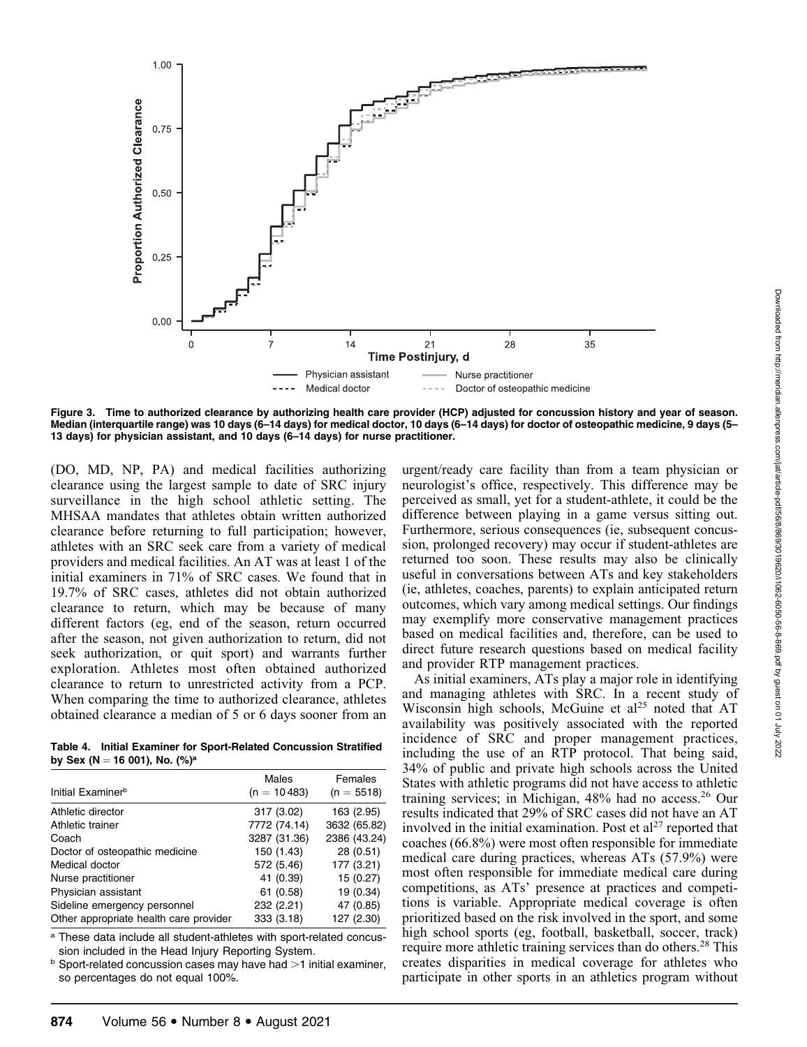Figure 3. Time to authorized clearance by authorizing health care provider (HCP) adjusted for concussion history and year of season. Median (interquartile range) was 10 days (6–14 days) for medical doctor, 10 days (6–14 days) for doctor of osteopathic medicine, 9 days (5–13 days) for physician assistant, and 10 days (6–14 days) for nurse practitioner.

(DO, MD, NP, PA) and medical facilities authorizing clearance using the largest sample to date of SRC injury surveillance in the high school athletic setting. The MHSAA mandates that athletes obtain written authorized clearance before returning to full participation; however, athletes with an SRC seek care from a variety of medical providers and medical facilities. An AT was at least 1 of the initial examiners in 71% of SRC cases. We found that in 19.7% of SRC cases, athletes did not obtain authorized clearance to return, which may be because of many different factors (eg, end of the season, return occurred after the season, not given authorization to return, did not seek authorization, or quit sport) and warrants further exploration. Athletes most often obtained authorized clearance to return to unrestricted activity from a PCP. When comparing the time to authorized clearance, athletes obtained clearance a median of 5 or 6 days sooner from an urgent/ready care facility than from a team physician or neurologist's office, respectively. This difference may be perceived as small, yet for a student-athlete, it could be the difference between playing in a game versus sitting out. Furthermore, serious consequences (ie, subsequent concussion, prolonged recovery) may occur if student-athletes are returned too soon. These results may also be clinically useful in conversations between ATs and key stakeholders (ie, athletes, coaches, parents) to explain anticipated return outcomes, which vary among medical settings. Our findings may exemplify more conservative management practices based on medical facilities and, therefore, can be used to direct future research questions based on medical facility and provider RTP management practices.

**Table 4. Initial Examiner for Sport-Related Concussion Stratified by Sex (N = 16 001), No. (%)[a]**

| Initial Examiner[b] | Males (n = 10 483) | Females (n = 5518) |
|---|---|---|
| Athletic director | 317 (3.02) | 163 (2.95) |
| Athletic trainer | 7772 (74.14) | 3632 (65.82) |
| Coach | 3287 (31.36) | 2386 (43.24) |
| Doctor of osteopathic medicine | 150 (1.43) | 28 (0.51) |
| Medical doctor | 572 (5.46) | 177 (3.21) |
| Nurse practitioner | 41 (0.39) | 15 (0.27) |
| Physician assistant | 61 (0.58) | 19 (0.34) |
| Sideline emergency personnel | 232 (2.21) | 47 (0.85) |
| Other appropriate health care provider | 333 (3.18) | 127 (2.30) |

[a] These data include all student-athletes with sport-related concussion included in the Head Injury Reporting System.

[b] Sport-related concussion cases may have had >1 initial examiner, so percentages do not equal 100%.

As initial examiners, ATs play a major role in identifying and managing athletes with SRC. In a recent study of Wisconsin high schools, McGuine et al[25] noted that AT availability was positively associated with the reported incidence of SRC and proper management practices, including the use of an RTP protocol. That being said, 34% of public and private high schools across the United States with athletic programs did not have access to athletic training services; in Michigan, 48% had no access.[26] Our results indicated that 29% of SRC cases did not have an AT involved in the initial examination. Post et al[27] reported that coaches (66.8%) were most often responsible for immediate medical care during practices, whereas ATs (57.9%) were most often responsible for immediate medical care during competitions, as ATs' presence at practices and competitions is variable. Appropriate medical coverage is often prioritized based on the risk involved in the sport, and some high school sports (eg, football, basketball, soccer, track) require more athletic training services than do others.[28] This creates disparities in medical coverage for athletes who participate in other sports in an athletics program without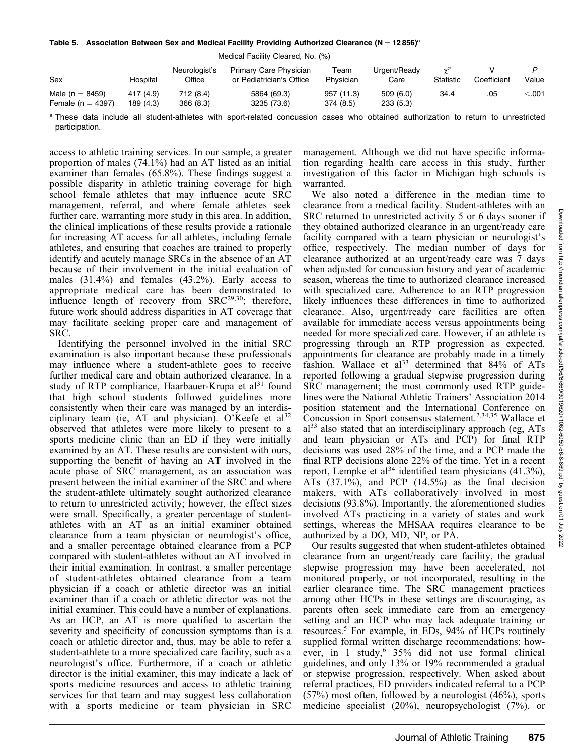**Table 5. Association Between Sex and Medical Facility Providing Authorized Clearance (N = 12 856)[a]**

| Sex | Medical Facility Cleared, No. (%) | | | | | $\chi^2$ Statistic | V Coefficient | P Value |
|---|---|---|---|---|---|---|---|---|
| | Hospital | Neurologist's Office | Primary Care Physician or Pediatrician's Office | Team Physician | Urgent/Ready Care | | | |
| Male (n = 8459) | 417 (4.9) | 712 (8.4) | 5864 (69.3) | 957 (11.3) | 509 (6.0) | 34.4 | .05 | <.001 |
| Female (n = 4397) | 189 (4.3) | 366 (8.3) | 3235 (73.6) | 374 (8.5) | 233 (5.3) | | | |

[a] These data include all student-athletes with sport-related concussion cases who obtained authorization to return to unrestricted participation.

access to athletic training services. In our sample, a greater proportion of males (74.1%) had an AT listed as an initial examiner than females (65.8%). These findings suggest a possible disparity in athletic training coverage for high school female athletes that may influence acute SRC management, referral, and where female athletes seek further care, warranting more study in this area. In addition, the clinical implications of these results provide a rationale for increasing AT access for all athletes, including female athletes, and ensuring that coaches are trained to properly identify and acutely manage SRCs in the absence of an AT because of their involvement in the initial evaluation of males (31.4%) and females (43.2%). Early access to appropriate medical care has been demonstrated to influence length of recovery from SRC[29,30]; therefore, future work should address disparities in AT coverage that may facilitate seeking proper care and management of SRC.

Identifying the personnel involved in the initial SRC examination is also important because these professionals may influence where a student-athlete goes to receive further medical care and obtain authorized clearance. In a study of RTP compliance, Haarbauer-Krupa et al[31] found that high school students followed guidelines more consistently when their care was managed by an interdisciplinary team (ie, AT and physician). O'Keefe et al[32] observed that athletes were more likely to present to a sports medicine clinic than an ED if they were initially examined by an AT. These results are consistent with ours, supporting the benefit of having an AT involved in the acute phase of SRC management, as an association was present between the initial examiner of the SRC and where the student-athlete ultimately sought authorized clearance to return to unrestricted activity; however, the effect sizes were small. Specifically, a greater percentage of student-athletes with an AT as an initial examiner obtained clearance from a team physician or neurologist's office, and a smaller percentage obtained clearance from a PCP compared with student-athletes without an AT involved in their initial examination. In contrast, a smaller percentage of student-athletes obtained clearance from a team physician if a coach or athletic director was an initial examiner than if a coach or athletic director was not the initial examiner. This could have a number of explanations. As an HCP, an AT is more qualified to ascertain the severity and specificity of concussion symptoms than is a coach or athletic director and, thus, may be able to refer a student-athlete to a more specialized care facility, such as a neurologist's office. Furthermore, if a coach or athletic director is the initial examiner, this may indicate a lack of sports medicine resources and access to athletic training services for that team and may suggest less collaboration with a sports medicine or team physician in SRC management. Although we did not have specific information regarding health care access in this study, further investigation of this factor in Michigan high schools is warranted.

We also noted a difference in the median time to clearance from a medical facility. Student-athletes with an SRC returned to unrestricted activity 5 or 6 days sooner if they obtained authorized clearance in an urgent/ready care facility compared with a team physician or neurologist's office, respectively. The median number of days for clearance authorized at an urgent/ready care was 7 days when adjusted for concussion history and year of academic season, whereas the time to authorized clearance increased with specialized care. Adherence to an RTP progression likely influences these differences in time to authorized clearance. Also, urgent/ready care facilities are often available for immediate access versus appointments being needed for more specialized care. However, if an athlete is progressing through an RTP progression as expected, appointments for clearance are probably made in a timely fashion. Wallace et al[33] determined that 84% of ATs reported following a gradual stepwise progression during SRC management; the most commonly used RTP guidelines were the National Athletic Trainers' Association 2014 position statement and the International Conference on Concussion in Sport consensus statement.[2,34,35] Wallace et al[33] also stated that an interdisciplinary approach (eg, ATs and team physician or ATs and PCP) for final RTP decisions was used 28% of the time, and a PCP made the final RTP decisions alone 22% of the time. Yet in a recent report, Lempke et al[34] identified team physicians (41.3%), ATs (37.1%), and PCP (14.5%) as the final decision makers, with ATs collaboratively involved in most decisions (93.8%). Importantly, the aforementioned studies involved ATs practicing in a variety of states and work settings, whereas the MHSAA requires clearance to be authorized by a DO, MD, NP, or PA.

Our results suggested that when student-athletes obtained clearance from an urgent/ready care facility, the gradual stepwise progression may have been accelerated, not monitored properly, or not incorporated, resulting in the earlier clearance time. The SRC management practices among other HCPs in these settings are discouraging, as parents often seek immediate care from an emergency setting and an HCP who may lack adequate training or resources.[5] For example, in EDs, 94% of HCPs routinely supplied formal written discharge recommendations; however, in 1 study,[6] 35% did not use formal clinical guidelines, and only 13% or 19% recommended a gradual or stepwise progression, respectively. When asked about referral practices, ED providers indicated referral to a PCP (57%) most often, followed by a neurologist (46%), sports medicine specialist (20%), neuropsychologist (7%), or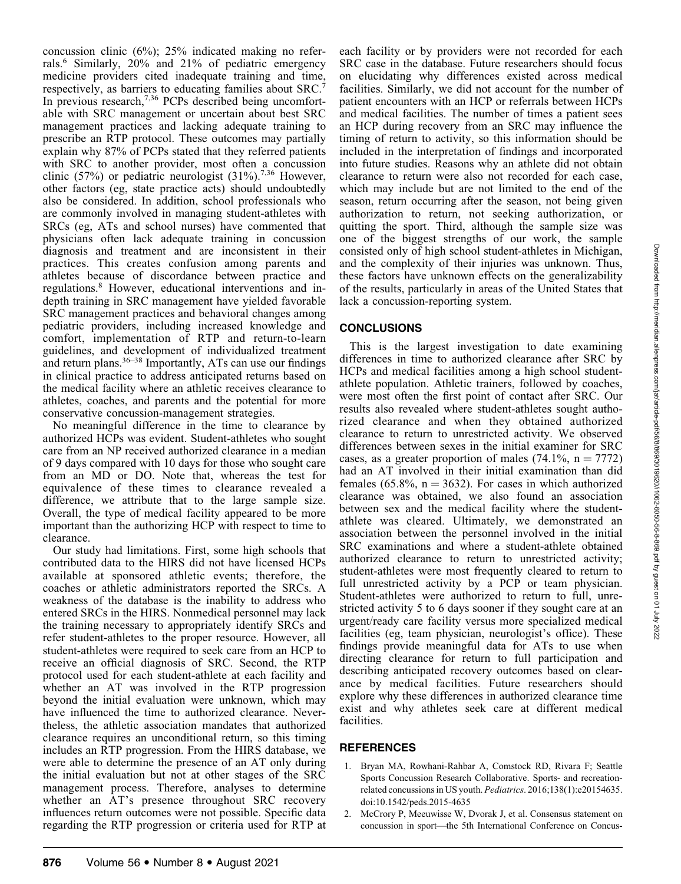concussion clinic (6%); 25% indicated making no referrals.[6] Similarly, 20% and 21% of pediatric emergency medicine providers cited inadequate training and time, respectively, as barriers to educating families about SRC.[7] In previous research,[7,36] PCPs described being uncomfortable with SRC management or uncertain about best SRC management practices and lacking adequate training to prescribe an RTP protocol. These outcomes may partially explain why 87% of PCPs stated that they referred patients with SRC to another provider, most often a concussion clinic (57%) or pediatric neurologist (31%).[7,36] However, other factors (eg, state practice acts) should undoubtedly also be considered. In addition, school professionals who are commonly involved in managing student-athletes with SRCs (eg, ATs and school nurses) have commented that physicians often lack adequate training in concussion diagnosis and treatment and are inconsistent in their practices. This creates confusion among parents and athletes because of discordance between practice and regulations.[8] However, educational interventions and in-depth training in SRC management have yielded favorable SRC management practices and behavioral changes among pediatric providers, including increased knowledge and comfort, implementation of RTP and return-to-learn guidelines, and development of individualized treatment and return plans.[36–38] Importantly, ATs can use our findings in clinical practice to address anticipated returns based on the medical facility where an athletic receives clearance to athletes, coaches, and parents and the potential for more conservative concussion-management strategies.

No meaningful difference in the time to clearance by authorized HCPs was evident. Student-athletes who sought care from an NP received authorized clearance in a median of 9 days compared with 10 days for those who sought care from an MD or DO. Note that, whereas the test for equivalence of these times to clearance revealed a difference, we attribute that to the large sample size. Overall, the type of medical facility appeared to be more important than the authorizing HCP with respect to time to clearance.

Our study had limitations. First, some high schools that contributed data to the HIRS did not have licensed HCPs available at sponsored athletic events; therefore, the coaches or athletic administrators reported the SRCs. A weakness of the database is the inability to address who entered SRCs in the HIRS. Nonmedical personnel may lack the training necessary to appropriately identify SRCs and refer student-athletes to the proper resource. However, all student-athletes were required to seek care from an HCP to receive an official diagnosis of SRC. Second, the RTP protocol used for each student-athlete at each facility and whether an AT was involved in the RTP progression beyond the initial evaluation were unknown, which may have influenced the time to authorized clearance. Nevertheless, the athletic association mandates that authorized clearance requires an unconditional return, so this timing includes an RTP progression. From the HIRS database, we were able to determine the presence of an AT only during the initial evaluation but not at other stages of the SRC management process. Therefore, analyses to determine whether an AT's presence throughout SRC recovery influences return outcomes were not possible. Specific data regarding the RTP progression or criteria used for RTP at each facility or by providers were not recorded for each SRC case in the database. Future researchers should focus on elucidating why differences existed across medical facilities. Similarly, we did not account for the number of patient encounters with an HCP or referrals between HCPs and medical facilities. The number of times a patient sees an HCP during recovery from an SRC may influence the timing of return to activity, so this information should be included in the interpretation of findings and incorporated into future studies. Reasons why an athlete did not obtain clearance to return were also not recorded for each case, which may include but are not limited to the end of the season, return occurring after the season, not being given authorization to return, not seeking authorization, or quitting the sport. Third, although the sample size was one of the biggest strengths of our work, the sample consisted only of high school student-athletes in Michigan, and the complexity of their injuries was unknown. Thus, these factors have unknown effects on the generalizability of the results, particularly in areas of the United States that lack a concussion-reporting system.

## CONCLUSIONS

This is the largest investigation to date examining differences in time to authorized clearance after SRC by HCPs and medical facilities among a high school student-athlete population. Athletic trainers, followed by coaches, were most often the first point of contact after SRC. Our results also revealed where student-athletes sought authorized clearance and when they obtained authorized clearance to return to unrestricted activity. We observed differences between sexes in the initial examiner for SRC cases, as a greater proportion of males (74.1%, $n = 7772$) had an AT involved in their initial examination than did females (65.8%, $n = 3632$). For cases in which authorized clearance was obtained, we also found an association between sex and the medical facility where the student-athlete was cleared. Ultimately, we demonstrated an association between the personnel involved in the initial SRC examinations and where a student-athlete obtained authorized clearance to return to unrestricted activity; student-athletes were most frequently cleared to return to full unrestricted activity by a PCP or team physician. Student-athletes were authorized to return to full, unrestricted activity 5 to 6 days sooner if they sought care at an urgent/ready care facility versus more specialized medical facilities (eg, team physician, neurologist's office). These findings provide meaningful data for ATs to use when directing clearance for return to full participation and describing anticipated recovery outcomes based on clearance by medical facilities. Future researchers should explore why these differences in authorized clearance time exist and why athletes seek care at different medical facilities.

## REFERENCES

1. Bryan MA, Rowhani-Rahbar A, Comstock RD, Rivara F; Seattle Sports Concussion Research Collaborative. Sports- and recreation-related concussions in US youth. *Pediatrics*. 2016;138(1):e20154635. doi:10.1542/peds.2015-4635
2. McCrory P, Meeuwisse W, Dvorak J, et al. Consensus statement on concussion in sport—the 5th International Conference on Concus-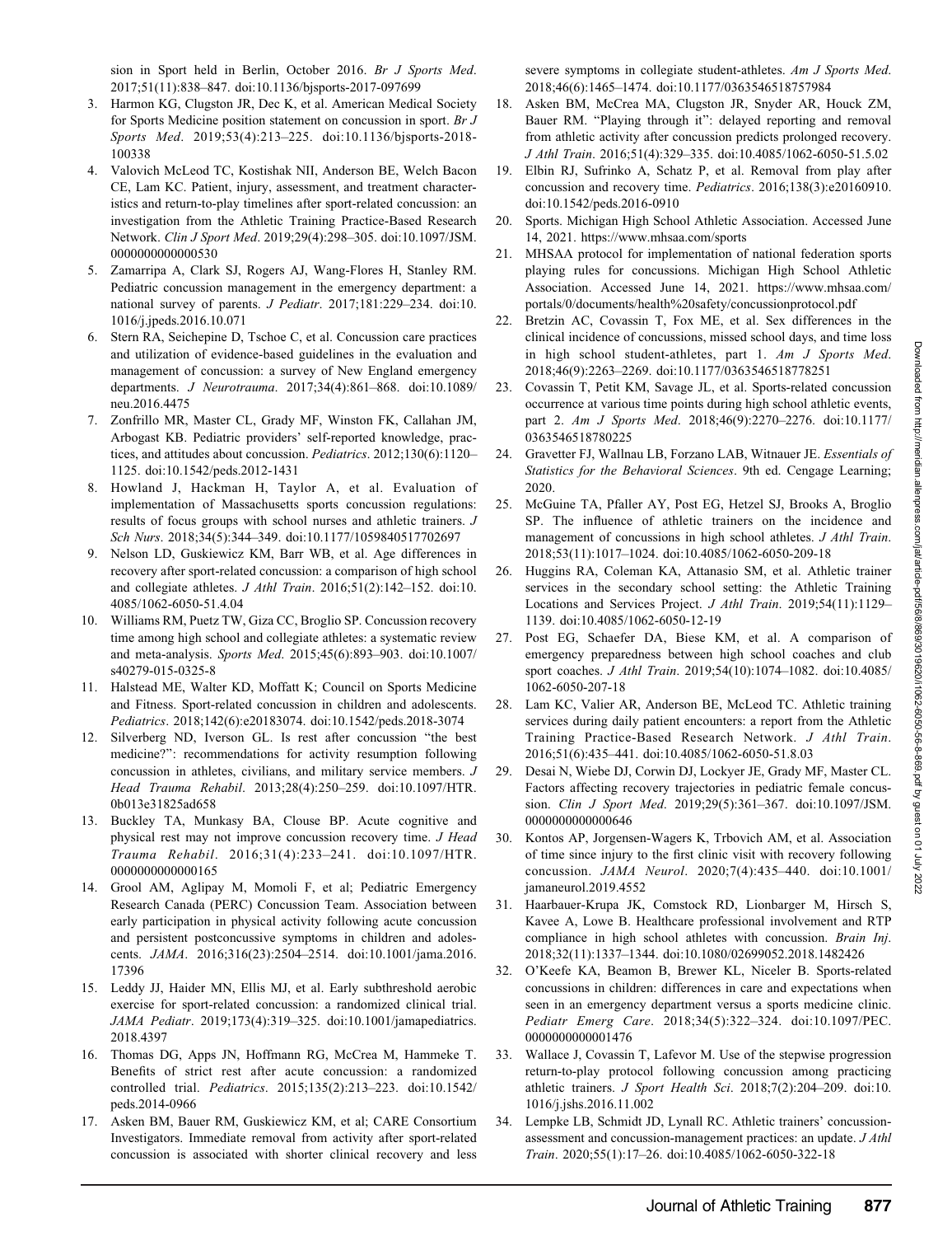sion in Sport held in Berlin, October 2016. *Br J Sports Med*. 2017;51(11):838–847. doi:10.1136/bjsports-2017-097699

3. Harmon KG, Clugston JR, Dec K, et al. American Medical Society for Sports Medicine position statement on concussion in sport. *Br J Sports Med*. 2019;53(4):213–225. doi:10.1136/bjsports-2018-100338
4. Valovich McLeod TC, Kostishak NII, Anderson BE, Welch Bacon CE, Lam KC. Patient, injury, assessment, and treatment characteristics and return-to-play timelines after sport-related concussion: an investigation from the Athletic Training Practice-Based Research Network. *Clin J Sport Med*. 2019;29(4):298–305. doi:10.1097/JSM.0000000000000530
5. Zamarripa A, Clark SJ, Rogers AJ, Wang-Flores H, Stanley RM. Pediatric concussion management in the emergency department: a national survey of parents. *J Pediatr*. 2017;181:229–234. doi:10.1016/j.jpeds.2016.10.071
6. Stern RA, Seichepine D, Tschoe C, et al. Concussion care practices and utilization of evidence-based guidelines in the evaluation and management of concussion: a survey of New England emergency departments. *J Neurotrauma*. 2017;34(4):861–868. doi:10.1089/neu.2016.4475
7. Zonfrillo MR, Master CL, Grady MF, Winston FK, Callahan JM, Arbogast KB. Pediatric providers' self-reported knowledge, practices, and attitudes about concussion. *Pediatrics*. 2012;130(6):1120–1125. doi:10.1542/peds.2012-1431
8. Howland J, Hackman H, Taylor A, et al. Evaluation of implementation of Massachusetts sports concussion regulations: results of focus groups with school nurses and athletic trainers. *J Sch Nurs*. 2018;34(5):344–349. doi:10.1177/1059840517702697
9. Nelson LD, Guskiewicz KM, Barr WB, et al. Age differences in recovery after sport-related concussion: a comparison of high school and collegiate athletes. *J Athl Train*. 2016;51(2):142–152. doi:10.4085/1062-6050-51.4.04
10. Williams RM, Puetz TW, Giza CC, Broglio SP. Concussion recovery time among high school and collegiate athletes: a systematic review and meta-analysis. *Sports Med*. 2015;45(6):893–903. doi:10.1007/s40279-015-0325-8
11. Halstead ME, Walter KD, Moffatt K; Council on Sports Medicine and Fitness. Sport-related concussion in children and adolescents. *Pediatrics*. 2018;142(6):e20183074. doi:10.1542/peds.2018-3074
12. Silverberg ND, Iverson GL. Is rest after concussion "the best medicine?": recommendations for activity resumption following concussion in athletes, civilians, and military service members. *J Head Trauma Rehabil*. 2013;28(4):250–259. doi:10.1097/HTR.0b013e31825ad658
13. Buckley TA, Munkasy BA, Clouse BP. Acute cognitive and physical rest may not improve concussion recovery time. *J Head Trauma Rehabil*. 2016;31(4):233–241. doi:10.1097/HTR.0000000000000165
14. Grool AM, Aglipay M, Momoli F, et al; Pediatric Emergency Research Canada (PERC) Concussion Team. Association between early participation in physical activity following acute concussion and persistent postconcussive symptoms in children and adolescents. *JAMA*. 2016;316(23):2504–2514. doi:10.1001/jama.2016.17396
15. Leddy JJ, Haider MN, Ellis MJ, et al. Early subthreshold aerobic exercise for sport-related concussion: a randomized clinical trial. *JAMA Pediatr*. 2019;173(4):319–325. doi:10.1001/jamapediatrics.2018.4397
16. Thomas DG, Apps JN, Hoffmann RG, McCrea M, Hammeke T. Benefits of strict rest after acute concussion: a randomized controlled trial. *Pediatrics*. 2015;135(2):213–223. doi:10.1542/peds.2014-0966
17. Asken BM, Bauer RM, Guskiewicz KM, et al; CARE Consortium Investigators. Immediate removal from activity after sport-related concussion is associated with shorter clinical recovery and less severe symptoms in collegiate student-athletes. *Am J Sports Med*. 2018;46(6):1465–1474. doi:10.1177/0363546518757984
18. Asken BM, McCrea MA, Clugston JR, Snyder AR, Houck ZM, Bauer RM. "Playing through it": delayed reporting and removal from athletic activity after concussion predicts prolonged recovery. *J Athl Train*. 2016;51(4):329–335. doi:10.4085/1062-6050-51.5.02
19. Elbin RJ, Sufrinko A, Schatz P, et al. Removal from play after concussion and recovery time. *Pediatrics*. 2016;138(3):e20160910. doi:10.1542/peds.2016-0910
20. Sports. Michigan High School Athletic Association. Accessed June 14, 2021. https://www.mhsaa.com/sports
21. MHSAA protocol for implementation of national federation sports playing rules for concussions. Michigan High School Athletic Association. Accessed June 14, 2021. https://www.mhsaa.com/portals/0/documents/health%20safety/concussionprotocol.pdf
22. Bretzin AC, Covassin T, Fox ME, et al. Sex differences in the clinical incidence of concussions, missed school days, and time loss in high school student-athletes, part 1. *Am J Sports Med*. 2018;46(9):2263–2269. doi:10.1177/0363546518778251
23. Covassin T, Petit KM, Savage JL, et al. Sports-related concussion occurrence at various time points during high school athletic events, part 2. *Am J Sports Med*. 2018;46(9):2270–2276. doi:10.1177/0363546518780225
24. Gravetter FJ, Wallnau LB, Forzano LAB, Witnauer JE. *Essentials of Statistics for the Behavioral Sciences*. 9th ed. Cengage Learning; 2020.
25. McGuine TA, Pfaller AY, Post EG, Hetzel SJ, Brooks A, Broglio SP. The influence of athletic trainers on the incidence and management of concussions in high school athletes. *J Athl Train*. 2018;53(11):1017–1024. doi:10.4085/1062-6050-209-18
26. Huggins RA, Coleman KA, Attanasio SM, et al. Athletic trainer services in the secondary school setting: the Athletic Training Locations and Services Project. *J Athl Train*. 2019;54(11):1129–1139. doi:10.4085/1062-6050-12-19
27. Post EG, Schaefer DA, Biese KM, et al. A comparison of emergency preparedness between high school coaches and club sport coaches. *J Athl Train*. 2019;54(10):1074–1082. doi:10.4085/1062-6050-207-18
28. Lam KC, Valier AR, Anderson BE, McLeod TC. Athletic training services during daily patient encounters: a report from the Athletic Training Practice-Based Research Network. *J Athl Train*. 2016;51(6):435–441. doi:10.4085/1062-6050-51.8.03
29. Desai N, Wiebe DJ, Corwin DJ, Lockyer JE, Grady MF, Master CL. Factors affecting recovery trajectories in pediatric female concussion. *Clin J Sport Med*. 2019;29(5):361–367. doi:10.1097/JSM.0000000000000646
30. Kontos AP, Jorgensen-Wagers K, Trbovich AM, et al. Association of time since injury to the first clinic visit with recovery following concussion. *JAMA Neurol*. 2020;7(4):435–440. doi:10.1001/jamaneurol.2019.4552
31. Haarbauer-Krupa JK, Comstock RD, Lionbarger M, Hirsch S, Kavee A, Lowe B. Healthcare professional involvement and RTP compliance in high school athletes with concussion. *Brain Inj*. 2018;32(11):1337–1344. doi:10.1080/02699052.2018.1482426
32. O'Keefe KA, Beamon B, Brewer KL, Niceler B. Sports-related concussions in children: differences in care and expectations when seen in an emergency department versus a sports medicine clinic. *Pediatr Emerg Care*. 2018;34(5):322–324. doi:10.1097/PEC.0000000000001476
33. Wallace J, Covassin T, Lafevor M. Use of the stepwise progression return-to-play protocol following concussion among practicing athletic trainers. *J Sport Health Sci*. 2018;7(2):204–209. doi:10.1016/j.jshs.2016.11.002
34. Lempke LB, Schmidt JD, Lynall RC. Athletic trainers' concussion-assessment and concussion-management practices: an update. *J Athl Train*. 2020;55(1):17–26. doi:10.4085/1062-6050-322-18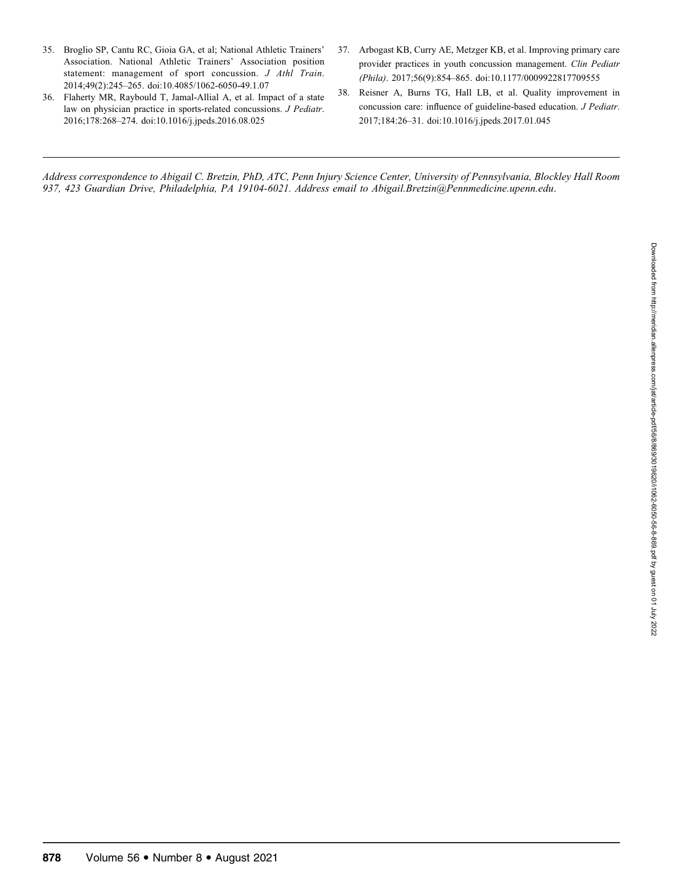35. Broglio SP, Cantu RC, Gioia GA, et al; National Athletic Trainers' Association. National Athletic Trainers' Association position statement: management of sport concussion. *J Athl Train*. 2014;49(2):245–265. doi:10.4085/1062-6050-49.1.07
36. Flaherty MR, Raybould T, Jamal-Allial A, et al. Impact of a state law on physician practice in sports-related concussions. *J Pediatr*. 2016;178:268–274. doi:10.1016/j.jpeds.2016.08.025
37. Arbogast KB, Curry AE, Metzger KB, et al. Improving primary care provider practices in youth concussion management. *Clin Pediatr (Phila)*. 2017;56(9):854–865. doi:10.1177/0009922817709555
38. Reisner A, Burns TG, Hall LB, et al. Quality improvement in concussion care: influence of guideline-based education. *J Pediatr*. 2017;184:26–31. doi:10.1016/j.jpeds.2017.01.045

*Address correspondence to Abigail C. Bretzin, PhD, ATC, Penn Injury Science Center, University of Pennsylvania, Blockley Hall Room 937, 423 Guardian Drive, Philadelphia, PA 19104-6021. Address email to Abigail.Bretzin@Pennmedicine.upenn.edu.*